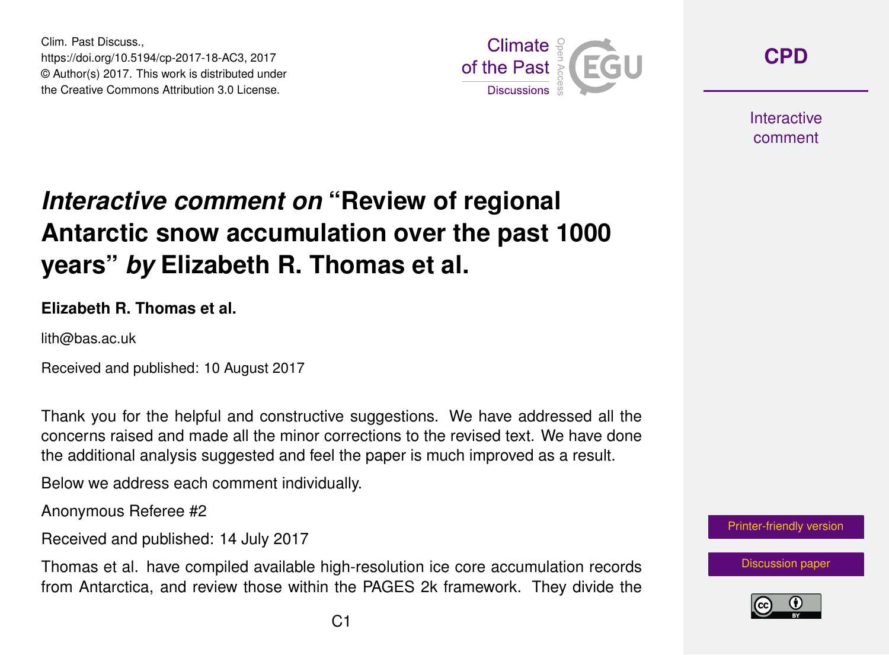# *Interactive comment on* "Review of regional Antarctic snow accumulation over the past 1000 years" *by* Elizabeth R. Thomas et al.

**Elizabeth R. Thomas et al.**

lith@bas.ac.uk

Received and published: 10 August 2017

Thank you for the helpful and constructive suggestions. We have addressed all the concerns raised and made all the minor corrections to the revised text. We have done the additional analysis suggested and feel the paper is much improved as a result.

Below we address each comment individually.

Anonymous Referee #2

Received and published: 14 July 2017

Thomas et al. have compiled available high-resolution ice core accumulation records from Antarctica, and review those within the PAGES 2k framework. They divide the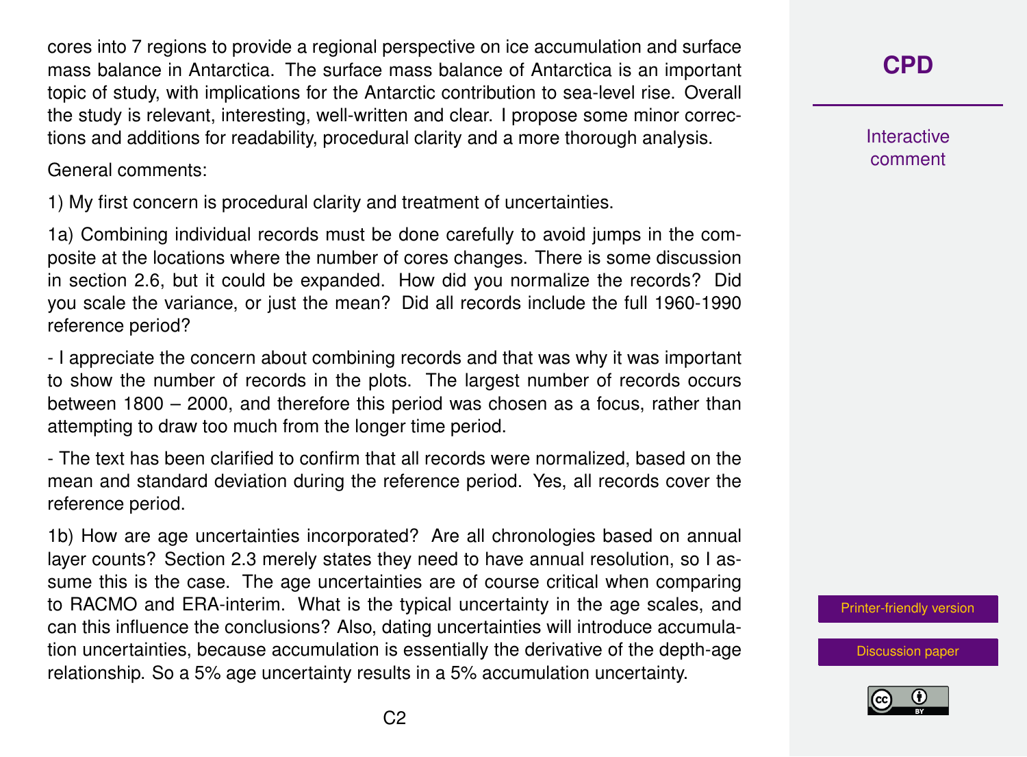cores into 7 regions to provide a regional perspective on ice accumulation and surface mass balance in Antarctica. The surface mass balance of Antarctica is an important topic of study, with implications for the Antarctic contribution to sea-level rise. Overall the study is relevant, interesting, well-written and clear. I propose some minor corrections and additions for readability, procedural clarity and a more thorough analysis.

General comments:

1) My first concern is procedural clarity and treatment of uncertainties.

1a) Combining individual records must be done carefully to avoid jumps in the composite at the locations where the number of cores changes. There is some discussion in section 2.6, but it could be expanded. How did you normalize the records? Did you scale the variance, or just the mean? Did all records include the full 1960-1990 reference period?

- I appreciate the concern about combining records and that was why it was important to show the number of records in the plots. The largest number of records occurs between 1800 – 2000, and therefore this period was chosen as a focus, rather than attempting to draw too much from the longer time period.

- The text has been clarified to confirm that all records were normalized, based on the mean and standard deviation during the reference period. Yes, all records cover the reference period.

1b) How are age uncertainties incorporated? Are all chronologies based on annual layer counts? Section 2.3 merely states they need to have annual resolution, so I assume this is the case. The age uncertainties are of course critical when comparing to RACMO and ERA-interim. What is the typical uncertainty in the age scales, and can this influence the conclusions? Also, dating uncertainties will introduce accumulation uncertainties, because accumulation is essentially the derivative of the depth-age relationship. So a 5% age uncertainty results in a 5% accumulation uncertainty.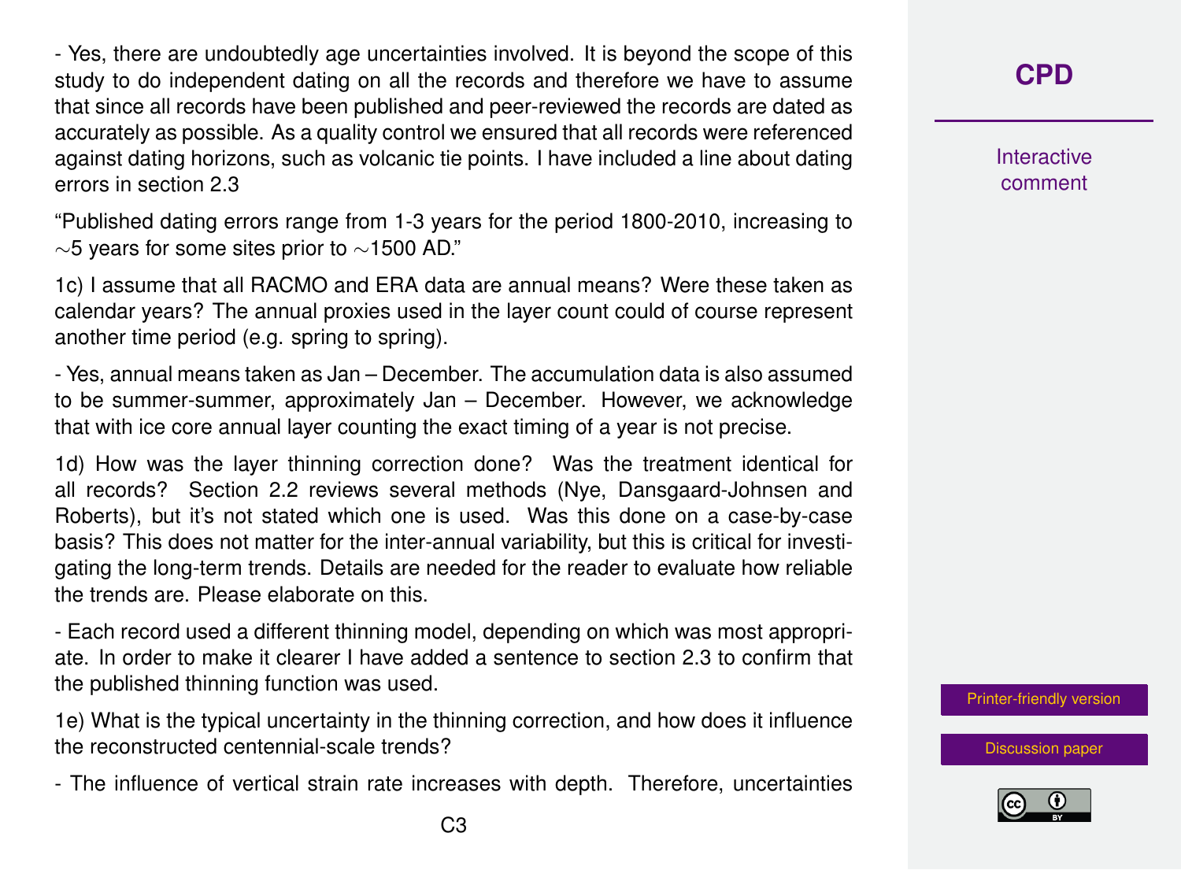- Yes, there are undoubtedly age uncertainties involved. It is beyond the scope of this study to do independent dating on all the records and therefore we have to assume that since all records have been published and peer-reviewed the records are dated as accurately as possible. As a quality control we ensured that all records were referenced against dating horizons, such as volcanic tie points. I have included a line about dating errors in section 2.3

"Published dating errors range from 1-3 years for the period 1800-2010, increasing to $\sim$5 years for some sites prior to $\sim$1500 AD."

1c) I assume that all RACMO and ERA data are annual means? Were these taken as calendar years? The annual proxies used in the layer count could of course represent another time period (e.g. spring to spring).

- Yes, annual means taken as Jan – December. The accumulation data is also assumed to be summer-summer, approximately Jan – December. However, we acknowledge that with ice core annual layer counting the exact timing of a year is not precise.

1d) How was the layer thinning correction done? Was the treatment identical for all records? Section 2.2 reviews several methods (Nye, Dansgaard-Johnsen and Roberts), but it's not stated which one is used. Was this done on a case-by-case basis? This does not matter for the inter-annual variability, but this is critical for investigating the long-term trends. Details are needed for the reader to evaluate how reliable the trends are. Please elaborate on this.

- Each record used a different thinning model, depending on which was most appropriate. In order to make it clearer I have added a sentence to section 2.3 to confirm that the published thinning function was used.

1e) What is the typical uncertainty in the thinning correction, and how does it influence the reconstructed centennial-scale trends?

- The influence of vertical strain rate increases with depth. Therefore, uncertainties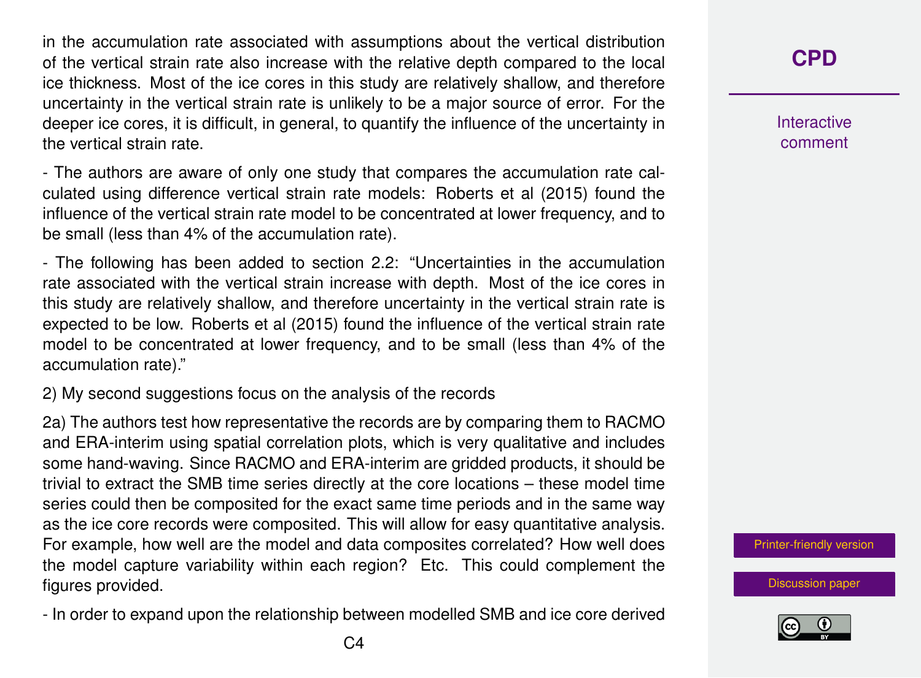in the accumulation rate associated with assumptions about the vertical distribution of the vertical strain rate also increase with the relative depth compared to the local ice thickness. Most of the ice cores in this study are relatively shallow, and therefore uncertainty in the vertical strain rate is unlikely to be a major source of error. For the deeper ice cores, it is difficult, in general, to quantify the influence of the uncertainty in the vertical strain rate.

- The authors are aware of only one study that compares the accumulation rate calculated using difference vertical strain rate models: Roberts et al (2015) found the influence of the vertical strain rate model to be concentrated at lower frequency, and to be small (less than 4% of the accumulation rate).

- The following has been added to section 2.2: "Uncertainties in the accumulation rate associated with the vertical strain increase with depth. Most of the ice cores in this study are relatively shallow, and therefore uncertainty in the vertical strain rate is expected to be low. Roberts et al (2015) found the influence of the vertical strain rate model to be concentrated at lower frequency, and to be small (less than 4% of the accumulation rate)."

2) My second suggestions focus on the analysis of the records

2a) The authors test how representative the records are by comparing them to RACMO and ERA-interim using spatial correlation plots, which is very qualitative and includes some hand-waving. Since RACMO and ERA-interim are gridded products, it should be trivial to extract the SMB time series directly at the core locations – these model time series could then be composited for the exact same time periods and in the same way as the ice core records were composited. This will allow for easy quantitative analysis. For example, how well are the model and data composites correlated? How well does the model capture variability within each region? Etc. This could complement the figures provided.

- In order to expand upon the relationship between modelled SMB and ice core derived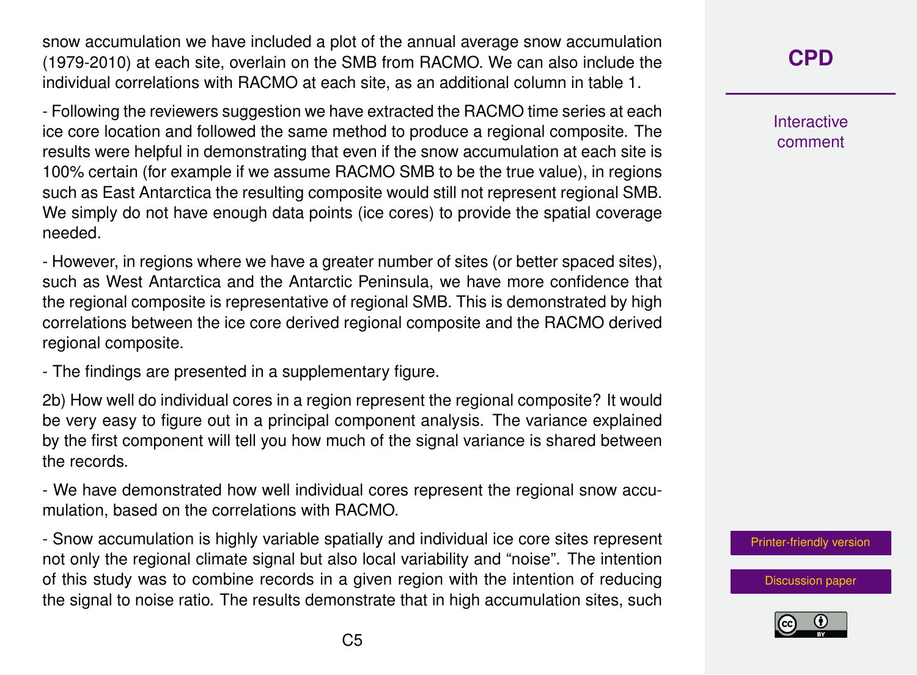snow accumulation we have included a plot of the annual average snow accumulation (1979-2010) at each site, overlain on the SMB from RACMO. We can also include the individual correlations with RACMO at each site, as an additional column in table 1.

- Following the reviewers suggestion we have extracted the RACMO time series at each ice core location and followed the same method to produce a regional composite. The results were helpful in demonstrating that even if the snow accumulation at each site is 100% certain (for example if we assume RACMO SMB to be the true value), in regions such as East Antarctica the resulting composite would still not represent regional SMB. We simply do not have enough data points (ice cores) to provide the spatial coverage needed.

- However, in regions where we have a greater number of sites (or better spaced sites), such as West Antarctica and the Antarctic Peninsula, we have more confidence that the regional composite is representative of regional SMB. This is demonstrated by high correlations between the ice core derived regional composite and the RACMO derived regional composite.

- The findings are presented in a supplementary figure.

2b) How well do individual cores in a region represent the regional composite? It would be very easy to figure out in a principal component analysis. The variance explained by the first component will tell you how much of the signal variance is shared between the records.

- We have demonstrated how well individual cores represent the regional snow accumulation, based on the correlations with RACMO.

- Snow accumulation is highly variable spatially and individual ice core sites represent not only the regional climate signal but also local variability and "noise". The intention of this study was to combine records in a given region with the intention of reducing the signal to noise ratio. The results demonstrate that in high accumulation sites, such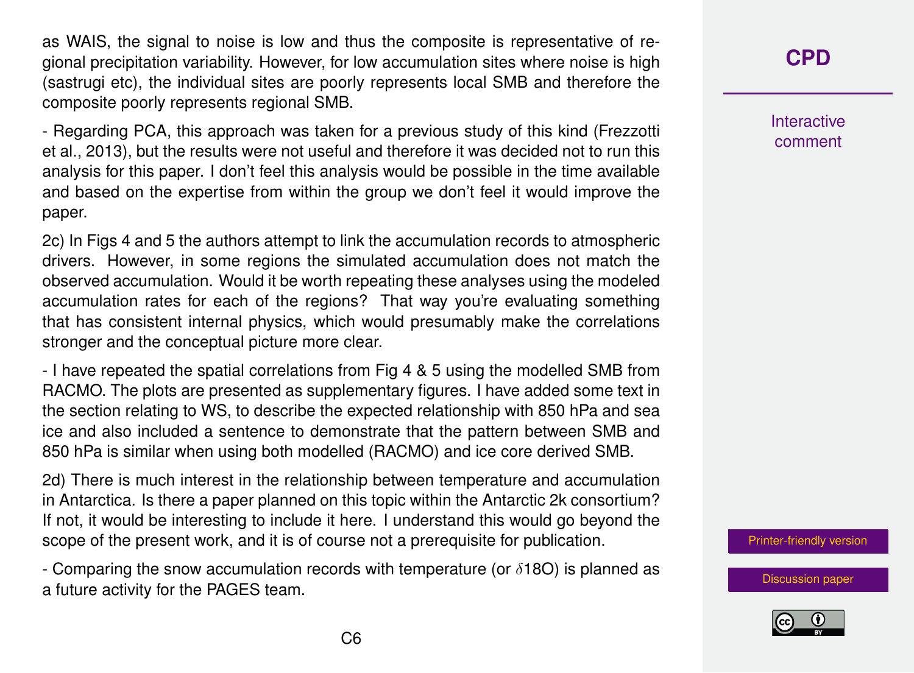as WAIS, the signal to noise is low and thus the composite is representative of regional precipitation variability. However, for low accumulation sites where noise is high (sastrugi etc), the individual sites are poorly represents local SMB and therefore the composite poorly represents regional SMB.

- Regarding PCA, this approach was taken for a previous study of this kind (Frezzotti et al., 2013), but the results were not useful and therefore it was decided not to run this analysis for this paper. I don't feel this analysis would be possible in the time available and based on the expertise from within the group we don't feel it would improve the paper.

2c) In Figs 4 and 5 the authors attempt to link the accumulation records to atmospheric drivers. However, in some regions the simulated accumulation does not match the observed accumulation. Would it be worth repeating these analyses using the modeled accumulation rates for each of the regions? That way you're evaluating something that has consistent internal physics, which would presumably make the correlations stronger and the conceptual picture more clear.

- I have repeated the spatial correlations from Fig 4 & 5 using the modelled SMB from RACMO. The plots are presented as supplementary figures. I have added some text in the section relating to WS, to describe the expected relationship with 850 hPa and sea ice and also included a sentence to demonstrate that the pattern between SMB and 850 hPa is similar when using both modelled (RACMO) and ice core derived SMB.

2d) There is much interest in the relationship between temperature and accumulation in Antarctica. Is there a paper planned on this topic within the Antarctic 2k consortium? If not, it would be interesting to include it here. I understand this would go beyond the scope of the present work, and it is of course not a prerequisite for publication.

- Comparing the snow accumulation records with temperature (or $\delta$18O) is planned as a future activity for the PAGES team.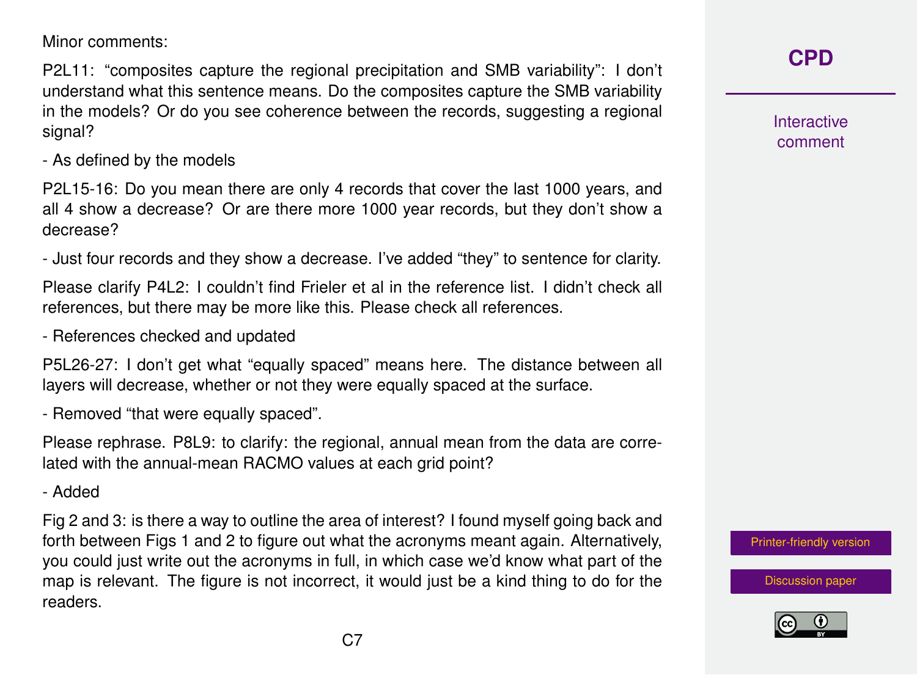Minor comments:

P2L11: "composites capture the regional precipitation and SMB variability": I don't understand what this sentence means. Do the composites capture the SMB variability in the models? Or do you see coherence between the records, suggesting a regional signal?

- As defined by the models

P2L15-16: Do you mean there are only 4 records that cover the last 1000 years, and all 4 show a decrease? Or are there more 1000 year records, but they don't show a decrease?

- Just four records and they show a decrease. I've added "they" to sentence for clarity.

Please clarify P4L2: I couldn't find Frieler et al in the reference list. I didn't check all references, but there may be more like this. Please check all references.

- References checked and updated

P5L26-27: I don't get what "equally spaced" means here. The distance between all layers will decrease, whether or not they were equally spaced at the surface.

- Removed "that were equally spaced".

Please rephrase. P8L9: to clarify: the regional, annual mean from the data are correlated with the annual-mean RACMO values at each grid point?

- Added

Fig 2 and 3: is there a way to outline the area of interest? I found myself going back and forth between Figs 1 and 2 to figure out what the acronyms meant again. Alternatively, you could just write out the acronyms in full, in which case we'd know what part of the map is relevant. The figure is not incorrect, it would just be a kind thing to do for the readers.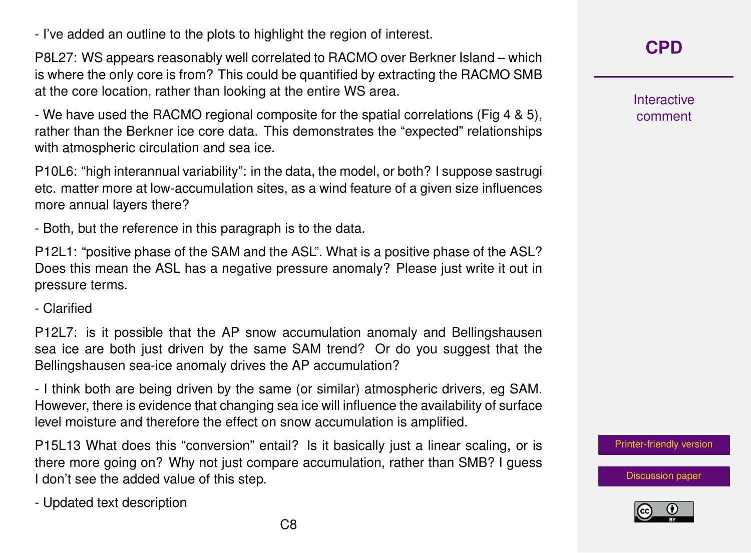- I've added an outline to the plots to highlight the region of interest.

P8L27: WS appears reasonably well correlated to RACMO over Berkner Island – which is where the only core is from? This could be quantified by extracting the RACMO SMB at the core location, rather than looking at the entire WS area.

- We have used the RACMO regional composite for the spatial correlations (Fig 4 & 5), rather than the Berkner ice core data. This demonstrates the "expected" relationships with atmospheric circulation and sea ice.

P10L6: "high interannual variability": in the data, the model, or both? I suppose sastrugi etc. matter more at low-accumulation sites, as a wind feature of a given size influences more annual layers there?

- Both, but the reference in this paragraph is to the data.

P12L1: "positive phase of the SAM and the ASL". What is a positive phase of the ASL? Does this mean the ASL has a negative pressure anomaly? Please just write it out in pressure terms.

- Clarified

P12L7: is it possible that the AP snow accumulation anomaly and Bellingshausen sea ice are both just driven by the same SAM trend? Or do you suggest that the Bellingshausen sea-ice anomaly drives the AP accumulation?

- I think both are being driven by the same (or similar) atmospheric drivers, eg SAM. However, there is evidence that changing sea ice will influence the availability of surface level moisture and therefore the effect on snow accumulation is amplified.

P15L13 What does this "conversion" entail? Is it basically just a linear scaling, or is there more going on? Why not just compare accumulation, rather than SMB? I guess I don't see the added value of this step.

- Updated text description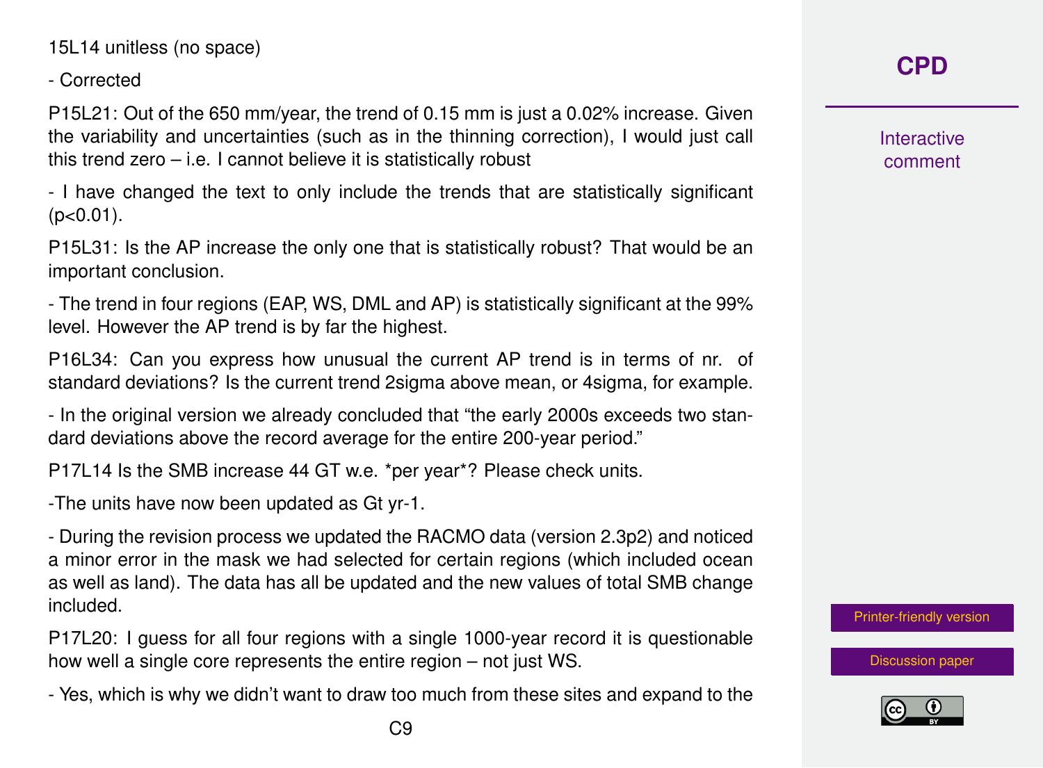15L14 unitless (no space)

- Corrected

P15L21: Out of the 650 mm/year, the trend of 0.15 mm is just a 0.02% increase. Given the variability and uncertainties (such as in the thinning correction), I would just call this trend zero – i.e. I cannot believe it is statistically robust

- I have changed the text to only include the trends that are statistically significant ($p<0.01$).

P15L31: Is the AP increase the only one that is statistically robust? That would be an important conclusion.

- The trend in four regions (EAP, WS, DML and AP) is statistically significant at the 99% level. However the AP trend is by far the highest.

P16L34: Can you express how unusual the current AP trend is in terms of nr. of standard deviations? Is the current trend 2sigma above mean, or 4sigma, for example.

- In the original version we already concluded that "the early 2000s exceeds two standard deviations above the record average for the entire 200-year period."

P17L14 Is the SMB increase 44 GT w.e. *per year*? Please check units.

-The units have now been updated as Gt $yr^{-1}$.

- During the revision process we updated the RACMO data (version 2.3p2) and noticed a minor error in the mask we had selected for certain regions (which included ocean as well as land). The data has all be updated and the new values of total SMB change included.

P17L20: I guess for all four regions with a single 1000-year record it is questionable how well a single core represents the entire region – not just WS.

- Yes, which is why we didn't want to draw too much from these sites and expand to the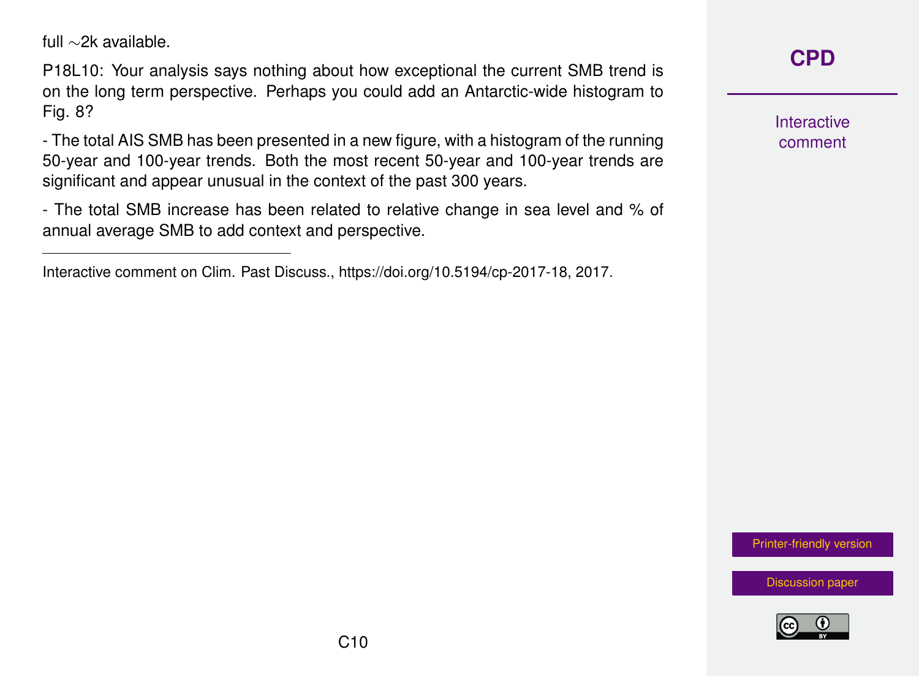full ∼2k available.

P18L10: Your analysis says nothing about how exceptional the current SMB trend is on the long term perspective. Perhaps you could add an Antarctic-wide histogram to Fig. 8?

- The total AIS SMB has been presented in a new figure, with a histogram of the running 50-year and 100-year trends. Both the most recent 50-year and 100-year trends are significant and appear unusual in the context of the past 300 years.

- The total SMB increase has been related to relative change in sea level and % of annual average SMB to add context and perspective.

---

Interactive comment on Clim. Past Discuss., https://doi.org/10.5194/cp-2017-18, 2017.